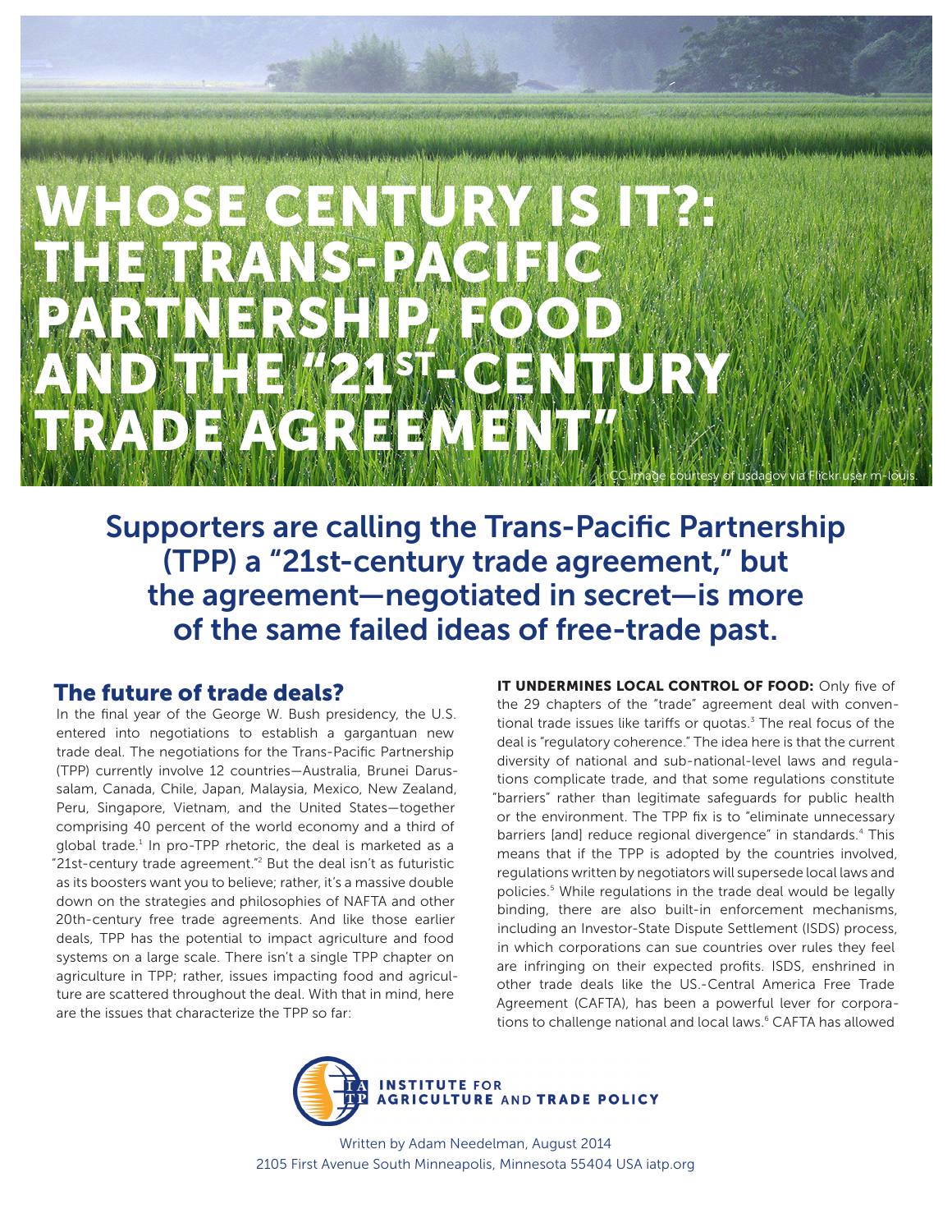# WHOSE CENTURY IS IT?: THE TRANS-PACIFIC PARTNERSHIP, FOOD AND THE "21ST-CENTURY TRADE AGREEMENT"

CC image courtesy of usdagov via Flickr user m-louis.

## Supporters are calling the Trans-Pacific Partnership (TPP) a "21st-century trade agreement," but the agreement—negotiated in secret—is more of the same failed ideas of free-trade past.

### The future of trade deals?

In the final year of the George W. Bush presidency, the U.S. entered into negotiations to establish a gargantuan new trade deal. The negotiations for the Trans-Pacific Partnership (TPP) currently involve 12 countries—Australia, Brunei Darussalam, Canada, Chile, Japan, Malaysia, Mexico, New Zealand, Peru, Singapore, Vietnam, and the United States—together comprising 40 percent of the world economy and a third of global trade.[1] In pro-TPP rhetoric, the deal is marketed as a "21st-century trade agreement."[2] But the deal isn't as futuristic as its boosters want you to believe; rather, it's a massive double down on the strategies and philosophies of NAFTA and other 20th-century free trade agreements. And like those earlier deals, TPP has the potential to impact agriculture and food systems on a large scale. There isn't a single TPP chapter on agriculture in TPP; rather, issues impacting food and agriculture are scattered throughout the deal. With that in mind, here are the issues that characterize the TPP so far:

**IT UNDERMINES LOCAL CONTROL OF FOOD:** Only five of the 29 chapters of the "trade" agreement deal with conventional trade issues like tariffs or quotas.[3] The real focus of the deal is "regulatory coherence." The idea here is that the current diversity of national and sub-national-level laws and regulations complicate trade, and that some regulations constitute "barriers" rather than legitimate safeguards for public health or the environment. The TPP fix is to "eliminate unnecessary barriers [and] reduce regional divergence" in standards.[4] This means that if the TPP is adopted by the countries involved, regulations written by negotiators will supersede local laws and policies.[5] While regulations in the trade deal would be legally binding, there are also built-in enforcement mechanisms, including an Investor-State Dispute Settlement (ISDS) process, in which corporations can sue countries over rules they feel are infringing on their expected profits. ISDS, enshrined in other trade deals like the US.-Central America Free Trade Agreement (CAFTA), has been a powerful lever for corporations to challenge national and local laws.[6] CAFTA has allowed

INSTITUTE FOR AGRICULTURE AND TRADE POLICY

Written by Adam Needelman, August 2014
2105 First Avenue South Minneapolis, Minnesota 55404 USA iatp.org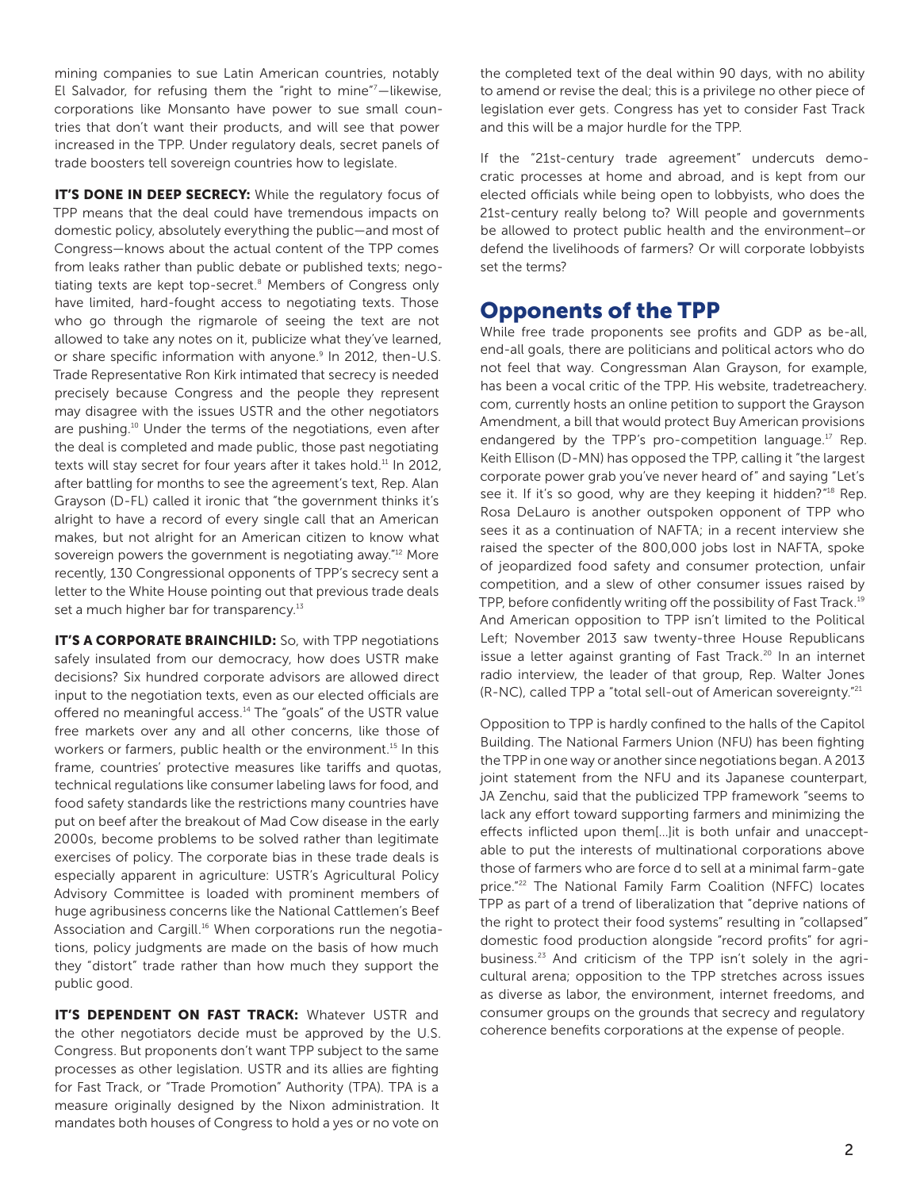mining companies to sue Latin American countries, notably El Salvador, for refusing them the "right to mine"[7]—likewise, corporations like Monsanto have power to sue small countries that don't want their products, and will see that power increased in the TPP. Under regulatory deals, secret panels of trade boosters tell sovereign countries how to legislate.

**IT'S DONE IN DEEP SECRECY:** While the regulatory focus of TPP means that the deal could have tremendous impacts on domestic policy, absolutely everything the public—and most of Congress—knows about the actual content of the TPP comes from leaks rather than public debate or published texts; negotiating texts are kept top-secret.[8] Members of Congress only have limited, hard-fought access to negotiating texts. Those who go through the rigmarole of seeing the text are not allowed to take any notes on it, publicize what they've learned, or share specific information with anyone.[9] In 2012, then-U.S. Trade Representative Ron Kirk intimated that secrecy is needed precisely because Congress and the people they represent may disagree with the issues USTR and the other negotiators are pushing.[10] Under the terms of the negotiations, even after the deal is completed and made public, those past negotiating texts will stay secret for four years after it takes hold.[11] In 2012, after battling for months to see the agreement's text, Rep. Alan Grayson (D-FL) called it ironic that "the government thinks it's alright to have a record of every single call that an American makes, but not alright for an American citizen to know what sovereign powers the government is negotiating away."[12] More recently, 130 Congressional opponents of TPP's secrecy sent a letter to the White House pointing out that previous trade deals set a much higher bar for transparency.[13]

**IT'S A CORPORATE BRAINCHILD:** So, with TPP negotiations safely insulated from our democracy, how does USTR make decisions? Six hundred corporate advisors are allowed direct input to the negotiation texts, even as our elected officials are offered no meaningful access.[14] The "goals" of the USTR value free markets over any and all other concerns, like those of workers or farmers, public health or the environment.[15] In this frame, countries' protective measures like tariffs and quotas, technical regulations like consumer labeling laws for food, and food safety standards like the restrictions many countries have put on beef after the breakout of Mad Cow disease in the early 2000s, become problems to be solved rather than legitimate exercises of policy. The corporate bias in these trade deals is especially apparent in agriculture: USTR's Agricultural Policy Advisory Committee is loaded with prominent members of huge agribusiness concerns like the National Cattlemen's Beef Association and Cargill.[16] When corporations run the negotiations, policy judgments are made on the basis of how much they "distort" trade rather than how much they support the public good.

**IT'S DEPENDENT ON FAST TRACK:** Whatever USTR and the other negotiators decide must be approved by the U.S. Congress. But proponents don't want TPP subject to the same processes as other legislation. USTR and its allies are fighting for Fast Track, or "Trade Promotion" Authority (TPA). TPA is a measure originally designed by the Nixon administration. It mandates both houses of Congress to hold a yes or no vote on the completed text of the deal within 90 days, with no ability to amend or revise the deal; this is a privilege no other piece of legislation ever gets. Congress has yet to consider Fast Track and this will be a major hurdle for the TPP.

If the "21st-century trade agreement" undercuts democratic processes at home and abroad, and is kept from our elected officials while being open to lobbyists, who does the 21st-century really belong to? Will people and governments be allowed to protect public health and the environment–or defend the livelihoods of farmers? Or will corporate lobbyists set the terms?

## Opponents of the TPP

While free trade proponents see profits and GDP as be-all, end-all goals, there are politicians and political actors who do not feel that way. Congressman Alan Grayson, for example, has been a vocal critic of the TPP. His website, tradetreachery.com, currently hosts an online petition to support the Grayson Amendment, a bill that would protect Buy American provisions endangered by the TPP's pro-competition language.[17] Rep. Keith Ellison (D-MN) has opposed the TPP, calling it "the largest corporate power grab you've never heard of" and saying "Let's see it. If it's so good, why are they keeping it hidden?"[18] Rep. Rosa DeLauro is another outspoken opponent of TPP who sees it as a continuation of NAFTA; in a recent interview she raised the specter of the 800,000 jobs lost in NAFTA, spoke of jeopardized food safety and consumer protection, unfair competition, and a slew of other consumer issues raised by TPP, before confidently writing off the possibility of Fast Track.[19] And American opposition to TPP isn't limited to the Political Left; November 2013 saw twenty-three House Republicans issue a letter against granting of Fast Track.[20] In an internet radio interview, the leader of that group, Rep. Walter Jones (R-NC), called TPP a "total sell-out of American sovereignty."[21]

Opposition to TPP is hardly confined to the halls of the Capitol Building. The National Farmers Union (NFU) has been fighting the TPP in one way or another since negotiations began. A 2013 joint statement from the NFU and its Japanese counterpart, JA Zenchu, said that the publicized TPP framework "seems to lack any effort toward supporting farmers and minimizing the effects inflicted upon them[...]it is both unfair and unacceptable to put the interests of multinational corporations above those of farmers who are force d to sell at a minimal farm-gate price."[22] The National Family Farm Coalition (NFFC) locates TPP as part of a trend of liberalization that "deprive nations of the right to protect their food systems" resulting in "collapsed" domestic food production alongside "record profits" for agribusiness.[23] And criticism of the TPP isn't solely in the agricultural arena; opposition to the TPP stretches across issues as diverse as labor, the environment, internet freedoms, and consumer groups on the grounds that secrecy and regulatory coherence benefits corporations at the expense of people.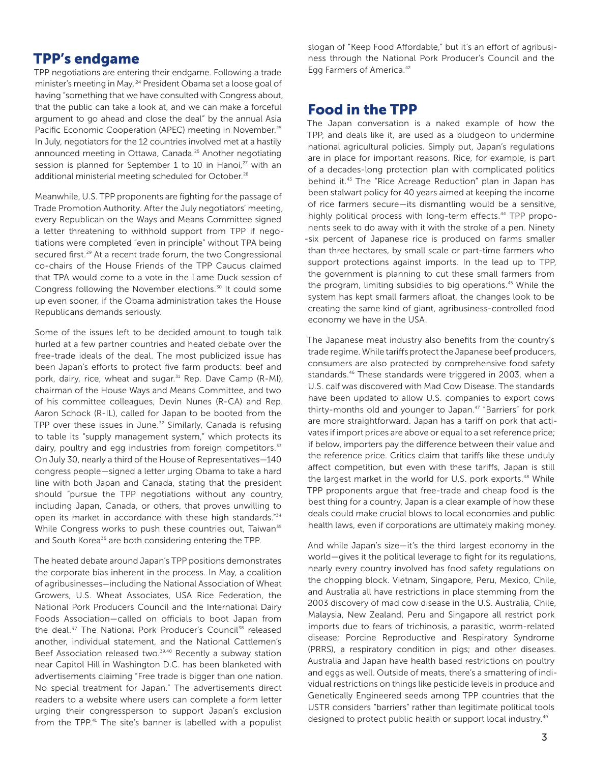## TPP's endgame

TPP negotiations are entering their endgame. Following a trade minister's meeting in May,[24] President Obama set a loose goal of having "something that we have consulted with Congress about, that the public can take a look at, and we can make a forceful argument to go ahead and close the deal" by the annual Asia Pacific Economic Cooperation (APEC) meeting in November.[25] In July, negotiators for the 12 countries involved met at a hastily announced meeting in Ottawa, Canada.[26] Another negotiating session is planned for September 1 to 10 in Hanoi,[27] with an additional ministerial meeting scheduled for October.[28]

Meanwhile, U.S. TPP proponents are fighting for the passage of Trade Promotion Authority. After the July negotiators' meeting, every Republican on the Ways and Means Committee signed a letter threatening to withhold support from TPP if negotiations were completed "even in principle" without TPA being secured first.[29] At a recent trade forum, the two Congressional co-chairs of the House Friends of the TPP Caucus claimed that TPA would come to a vote in the Lame Duck session of Congress following the November elections.[30] It could some up even sooner, if the Obama administration takes the House Republicans demands seriously.

Some of the issues left to be decided amount to tough talk hurled at a few partner countries and heated debate over the free-trade ideals of the deal. The most publicized issue has been Japan's efforts to protect five farm products: beef and pork, dairy, rice, wheat and sugar.[31] Rep. Dave Camp (R-MI), chairman of the House Ways and Means Committee, and two of his committee colleagues, Devin Nunes (R-CA) and Rep. Aaron Schock (R-IL), called for Japan to be booted from the TPP over these issues in June.[32] Similarly, Canada is refusing to table its "supply management system," which protects its dairy, poultry and egg industries from foreign competitors.[33] On July 30, nearly a third of the House of Representatives—140 congress people—signed a letter urging Obama to take a hard line with both Japan and Canada, stating that the president should "pursue the TPP negotiations without any country, including Japan, Canada, or others, that proves unwilling to open its market in accordance with these high standards."[34] While Congress works to push these countries out, Taiwan[35] and South Korea[36] are both considering entering the TPP.

The heated debate around Japan's TPP positions demonstrates the corporate bias inherent in the process. In May, a coalition of agribusinesses—including the National Association of Wheat Growers, U.S. Wheat Associates, USA Rice Federation, the National Pork Producers Council and the International Dairy Foods Association—called on officials to boot Japan from the deal.[37] The National Pork Producer's Council[38] released another, individual statement, and the National Cattlemen's Beef Association released two.[39,40] Recently a subway station near Capitol Hill in Washington D.C. has been blanketed with advertisements claiming "Free trade is bigger than one nation. No special treatment for Japan." The advertisements direct readers to a website where users can complete a form letter urging their congressperson to support Japan's exclusion from the TPP.[41] The site's banner is labelled with a populist slogan of "Keep Food Affordable," but it's an effort of agribusiness through the National Pork Producer's Council and the Egg Farmers of America.[42]

## Food in the TPP

The Japan conversation is a naked example of how the TPP, and deals like it, are used as a bludgeon to undermine national agricultural policies. Simply put, Japan's regulations are in place for important reasons. Rice, for example, is part of a decades-long protection plan with complicated politics behind it.[43] The "Rice Acreage Reduction" plan in Japan has been stalwart policy for 40 years aimed at keeping the income of rice farmers secure—its dismantling would be a sensitive, highly political process with long-term effects.[44] TPP proponents seek to do away with it with the stroke of a pen. Ninety-six percent of Japanese rice is produced on farms smaller than three hectares, by small scale or part-time farmers who support protections against imports. In the lead up to TPP, the government is planning to cut these small farmers from the program, limiting subsidies to big operations.[45] While the system has kept small farmers afloat, the changes look to be creating the same kind of giant, agribusiness-controlled food economy we have in the USA.

The Japanese meat industry also benefits from the country's trade regime. While tariffs protect the Japanese beef producers, consumers are also protected by comprehensive food safety standards.[46] These standards were triggered in 2003, when a U.S. calf was discovered with Mad Cow Disease. The standards have been updated to allow U.S. companies to export cows thirty-months old and younger to Japan.[47] "Barriers" for pork are more straightforward. Japan has a tariff on pork that activates if import prices are above or equal to a set reference price; if below, importers pay the difference between their value and the reference price. Critics claim that tariffs like these unduly affect competition, but even with these tariffs, Japan is still the largest market in the world for U.S. pork exports.[48] While TPP proponents argue that free-trade and cheap food is the best thing for a country, Japan is a clear example of how these deals could make crucial blows to local economies and public health laws, even if corporations are ultimately making money.

And while Japan's size—it's the third largest economy in the world—gives it the political leverage to fight for its regulations, nearly every country involved has food safety regulations on the chopping block. Vietnam, Singapore, Peru, Mexico, Chile, and Australia all have restrictions in place stemming from the 2003 discovery of mad cow disease in the U.S. Australia, Chile, Malaysia, New Zealand, Peru and Singapore all restrict pork imports due to fears of trichinosis, a parasitic, worm-related disease; Porcine Reproductive and Respiratory Syndrome (PRRS), a respiratory condition in pigs; and other diseases. Australia and Japan have health based restrictions on poultry and eggs as well. Outside of meats, there's a smattering of individual restrictions on things like pesticide levels in produce and Genetically Engineered seeds among TPP countries that the USTR considers "barriers" rather than legitimate political tools designed to protect public health or support local industry.[49]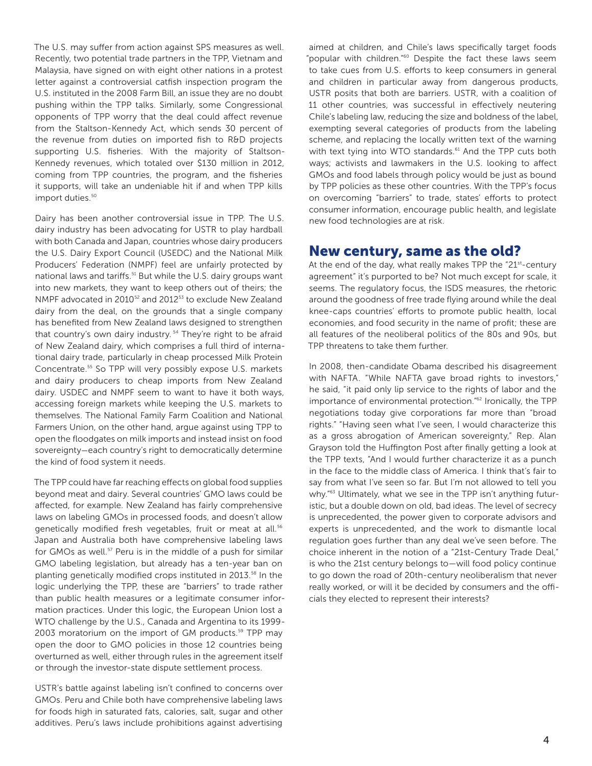The U.S. may suffer from action against SPS measures as well. Recently, two potential trade partners in the TPP, Vietnam and Malaysia, have signed on with eight other nations in a protest letter against a controversial catfish inspection program the U.S. instituted in the 2008 Farm Bill, an issue they are no doubt pushing within the TPP talks. Similarly, some Congressional opponents of TPP worry that the deal could affect revenue from the Staltson-Kennedy Act, which sends 30 percent of the revenue from duties on imported fish to R&D projects supporting U.S. fisheries. With the majority of Staltson-Kennedy revenues, which totaled over $130 million in 2012, coming from TPP countries, the program, and the fisheries it supports, will take an undeniable hit if and when TPP kills import duties.[50]

Dairy has been another controversial issue in TPP. The U.S. dairy industry has been advocating for USTR to play hardball with both Canada and Japan, countries whose dairy producers the U.S. Dairy Export Council (USEDC) and the National Milk Producers' Federation (NMPF) feel are unfairly protected by national laws and tariffs.[51] But while the U.S. dairy groups want into new markets, they want to keep others out of theirs; the NMPF advocated in 2010[52] and 2012[53] to exclude New Zealand dairy from the deal, on the grounds that a single company has benefited from New Zealand laws designed to strengthen that country's own dairy industry.[54] They're right to be afraid of New Zealand dairy, which comprises a full third of international dairy trade, particularly in cheap processed Milk Protein Concentrate.[55] So TPP will very possibly expose U.S. markets and dairy producers to cheap imports from New Zealand dairy. USDEC and NMPF seem to want to have it both ways, accessing foreign markets while keeping the U.S. markets to themselves. The National Family Farm Coalition and National Farmers Union, on the other hand, argue against using TPP to open the floodgates on milk imports and instead insist on food sovereignty—each country's right to democratically determine the kind of food system it needs.

The TPP could have far reaching effects on global food supplies beyond meat and dairy. Several countries' GMO laws could be affected, for example. New Zealand has fairly comprehensive laws on labeling GMOs in processed foods, and doesn't allow genetically modified fresh vegetables, fruit or meat at all.[56] Japan and Australia both have comprehensive labeling laws for GMOs as well.[57] Peru is in the middle of a push for similar GMO labeling legislation, but already has a ten-year ban on planting genetically modified crops instituted in 2013.[58] In the logic underlying the TPP, these are "barriers" to trade rather than public health measures or a legitimate consumer information practices. Under this logic, the European Union lost a WTO challenge by the U.S., Canada and Argentina to its 1999-2003 moratorium on the import of GM products.[59] TPP may open the door to GMO policies in those 12 countries being overturned as well, either through rules in the agreement itself or through the investor-state dispute settlement process.

USTR's battle against labeling isn't confined to concerns over GMOs. Peru and Chile both have comprehensive labeling laws for foods high in saturated fats, calories, salt, sugar and other additives. Peru's laws include prohibitions against advertising aimed at children, and Chile's laws specifically target foods "popular with children."[60] Despite the fact these laws seem to take cues from U.S. efforts to keep consumers in general and children in particular away from dangerous products, USTR posits that both are barriers. USTR, with a coalition of 11 other countries, was successful in effectively neutering Chile's labeling law, reducing the size and boldness of the label, exempting several categories of products from the labeling scheme, and replacing the locally written text of the warning with text tying into WTO standards.[61] And the TPP cuts both ways; activists and lawmakers in the U.S. looking to affect GMOs and food labels through policy would be just as bound by TPP policies as these other countries. With the TPP's focus on overcoming "barriers" to trade, states' efforts to protect consumer information, encourage public health, and legislate new food technologies are at risk.

## New century, same as the old?

At the end of the day, what really makes TPP the "21st-century agreement" it's purported to be? Not much except for scale, it seems. The regulatory focus, the ISDS measures, the rhetoric around the goodness of free trade flying around while the deal knee-caps countries' efforts to promote public health, local economies, and food security in the name of profit; these are all features of the neoliberal politics of the 80s and 90s, but TPP threatens to take them further.

In 2008, then-candidate Obama described his disagreement with NAFTA. "While NAFTA gave broad rights to investors," he said, "it paid only lip service to the rights of labor and the importance of environmental protection."[62] Ironically, the TPP negotiations today give corporations far more than "broad rights." "Having seen what I've seen, I would characterize this as a gross abrogation of American sovereignty," Rep. Alan Grayson told the Huffington Post after finally getting a look at the TPP texts, "And I would further characterize it as a punch in the face to the middle class of America. I think that's fair to say from what I've seen so far. But I'm not allowed to tell you why."[63] Ultimately, what we see in the TPP isn't anything futuristic, but a double down on old, bad ideas. The level of secrecy is unprecedented, the power given to corporate advisors and experts is unprecedented, and the work to dismantle local regulation goes further than any deal we've seen before. The choice inherent in the notion of a "21st-Century Trade Deal," is who the 21st century belongs to—will food policy continue to go down the road of 20th-century neoliberalism that never really worked, or will it be decided by consumers and the officials they elected to represent their interests?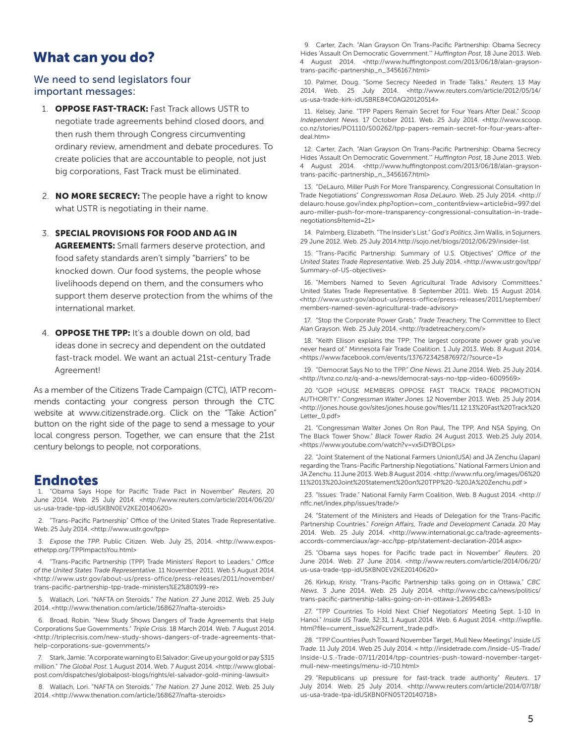## What can you do?

### We need to send legislators four important messages:

1. **OPPOSE FAST-TRACK:** Fast Track allows USTR to negotiate trade agreements behind closed doors, and then rush them through Congress circumventing ordinary review, amendment and debate procedures. To create policies that are accountable to people, not just big corporations, Fast Track must be eliminated.

2. **NO MORE SECRECY:** The people have a right to know what USTR is negotiating in their name.

3. **SPECIAL PROVISIONS FOR FOOD AND AG IN AGREEMENTS:** Small farmers deserve protection, and food safety standards aren't simply "barriers" to be knocked down. Our food systems, the people whose livelihoods depend on them, and the consumers who support them deserve protection from the whims of the international market.

4. **OPPOSE THE TPP:** It's a double down on old, bad ideas done in secrecy and dependent on the outdated fast-track model. We want an actual 21st-century Trade Agreement!

As a member of the Citizens Trade Campaign (CTC), IATP recommends contacting your congress person through the CTC website at www.citizenstrade.org. Click on the "Take Action" button on the right side of the page to send a message to your local congress person. Together, we can ensure that the 21st century belongs to people, not corporations.

## Endnotes

1. "Obama Says Hope for Pacific Trade Pact in November" *Reuters*, 20 June 2014. Web. 25 July 2014. <http://www.reuters.com/article/2014/06/20/us-usa-trade-tpp-idUSKBN0EV2KE20140620>

2. "Trans-Pacific Partnership" Office of the United States Trade Representative. Web. 25 July 2014. <http://www.ustr.gov/tpp>

3. *Expose the TPP*. Public Citizen. Web. July 25, 2014. <http://www.exposethetpp.org/TPPImpactsYou.html>

4. "Trans-Pacific Partnership (TPP) Trade Ministers' Report to Leaders." *Office of the United States Trade Representative.* 11 November 2011. Web.5 August 2014. <http://www.ustr.gov/about-us/press-office/press-releases/2011/november/trans-pacific-partnership-tpp-trade-ministers%E2%80%99-re>

5. Wallach, Lori. "NAFTA on Steroids." *The Nation.* 27 June 2012. Web. 25 July 2014. <http://www.thenation.com/article/168627/nafta-steroids>

6. Broad, Robin. "New Study Shows Dangers of Trade Agreements that Help Corporations Sue Governments." *Triple Crisis*. 18 March 2014. Web. 7 August 2014. <http://triplecrisis.com/new-study-shows-dangers-of-trade-agreements-that-help-corporations-sue-governments/>

7. Stark, Jamie. "A corporate warning to El Salvador: Give up your gold or pay $315 million." *The Global Post*. 1 August 2014. Web. 7 August 2014. <http://www.globalpost.com/dispatches/globalpost-blogs/rights/el-salvador-gold-mining-lawsuit>

8. Wallach, Lori. "NAFTA on Steroids." *The Nation.* 27 June 2012. Web. 25 July 2014. <http://www.thenation.com/article/168627/nafta-steroids>

9. Carter, Zach. "Alan Grayson On Trans-Pacific Partnership: Obama Secrecy Hides 'Assault On Democratic Government.'" *Huffington Post*, 18 June 2013. Web. 4 August 2014. <http://www.huffingtonpost.com/2013/06/18/alan-grayson-trans-pacific-partnership_n_3456167.html>

10. Palmer, Doug. "Some Secrecy Needed in Trade Talks." *Reuters*. 13 May 2014. Web. 25 July 2014. <http://www.reuters.com/article/2012/05/14/us-usa-trade-kirk-idUSBRE84C0AQ20120514>

11. Kelsey, Jane. "TPP Papers Remain Secret for Four Years After Deal." *Scoop Independent News*. 17 October 2011. Web. 25 July 2014. <http://www.scoop.co.nz/stories/PO1110/S00262/tpp-papers-remain-secret-for-four-years-after-deal.htm>

12. Carter, Zach. "Alan Grayson On Trans-Pacific Partnership: Obama Secrecy Hides 'Assault On Democratic Government.'" *Huffington Post*, 18 June 2013. Web. 4 August 2014. <http://www.huffingtonpost.com/2013/06/18/alan-grayson-trans-pacific-partnership_n_3456167.html>

13. "DeLauro, Miller Push For More Transparency, Congressional Consultation In Trade Negotiations" *Congresswoman Rosa DeLauro*. Web. 25 July 2014. <http://delauro.house.gov/index.php?option=com_content&view=article&id=997:delauro-miller-push-for-more-transparency-congressional-consultation-in-trade-negotiations&Itemid=21>

14. Palmberg, Elizabeth. "The Insider's List." *God's Politics*, Jim Wallis, in Sojurners. 29 June 2012. Web. 25 July 2014.http://sojo.net/blogs/2012/06/29/insider-list

15. "Trans-Pacific Partnership: Summary of U.S. Objectives" *Office of the United States Trade Representative.* Web. 25 July 2014. <http://www.ustr.gov/tpp/Summary-of-US-objectives>

16. "Members Named to Seven Agricultural Trade Advisory Committees." United States Trade Representative. 8 September 2011. Web. 15 August 2014. <http://www.ustr.gov/about-us/press-office/press-releases/2011/september/members-named-seven-agricultural-trade-advisory>

17. "Stop the Corporate Power Grab," *Trade Treachery,* The Committee to Elect Alan Grayson. Web. 25 July 2014. <http://tradetreachery.com/>

18. "Keith Ellison explains the TPP: The largest corporate power grab you've never heard of." Minnesota Fair Trade Coalition. 1 July 2013. Web. 8 August 2014. <https://www.facebook.com/events/1376723425876972/?source=1>

19. "Democrat Says No to the TPP." *One News*. 21 June 2014. Web. 25 July 2014. <http://tvnz.co.nz/q-and-a-news/democrat-says-no-tpp-video-6009569>

20. "GOP HOUSE MEMBERS OPPOSE FAST TRACK TRADE PROMOTION AUTHORITY." *Congressman Walter Jones.* 12 November 2013. Web. 25 July 2014. <http://jones.house.gov/sites/jones.house.gov/files/11.12.13%20Fast%20Track%20Letter_0.pdf>

21. "Congressman Walter Jones On Ron Paul, The TPP, And NSA Spying, On The Black Tower Show." *Black Tower Radio.* 24 August 2013. Web.25 July 2014. <https://www.youtube.com/watch?v=vx5iDYBOLps>

22. "Joint Statement of the National Farmers Union(USA) and JA Zenchu (Japan) regarding the Trans-Pacific Partnership Negotiations." National Farmers Union and JA Zenchu. 11 June 2013. Web.8 August 2014. <http://www.nfu.org/images/06%2011%2013%20Joint%20Statement%20on%20TPP%20-%20JA%20Zenchu.pdf >

23. "Issues: Trade." National Family Farm Coalition. Web. 8 August 2014. <http://nffc.net/index.php/issues/trade/>

24. "Statement of the Ministers and Heads of Delegation for the Trans-Pacific Partnership Countries." *Foreign Affairs, Trade and Development Canada.* 20 May 2014. Web. 25 July 2014. <http://www.international.gc.ca/trade-agreements-accords-commerciaux/agr-acc/tpp-ptp/statement-declaration-2014.aspx>

25. "Obama says hopes for Pacific trade pact in November" *Reuters*. 20 June 2014. Web. 27 June 2014. <http://www.reuters.com/article/2014/06/20/us-usa-trade-tpp-idUSKBN0EV2KE20140620>

26. Kirkup, Kristy. "Trans-Pacific Partnership talks going on in Ottawa," *CBC News*. 3 June 2014. Web. 25 July 2014. <http://www.cbc.ca/news/politics/trans-pacific-partnership-talks-going-on-in-ottawa-1.2695483>

27. "TPP Countries To Hold Next Chief Negotiators' Meeting Sept. 1-10 In Hanoi." *Inside US Trade*, 32:31, 1 August 2014. Web. 6 August 2014. <http://iwpfile.html?file=current_issue%2Fcurrent_trade.pdf>.

28. "TPP Countries Push Toward November Target, Mull New Meetings" *Inside US Trade*. 11 July 2014. Web.25 July 2014. < http://insidetrade.com./Inside-US-Trade/Inside-U.S.-Trade-07/11/2014/tpp-countries-push-toward-november-target-mull-new-meetings/menu-id-710.html>

29. "Republicans up pressure for fast-track trade authority" *Reuters*. 17 July 2014. Web. 25 July 2014. <http://www.reuters.com/article/2014/07/18/us-usa-trade-tpa-idUSKBN0FN05T20140718>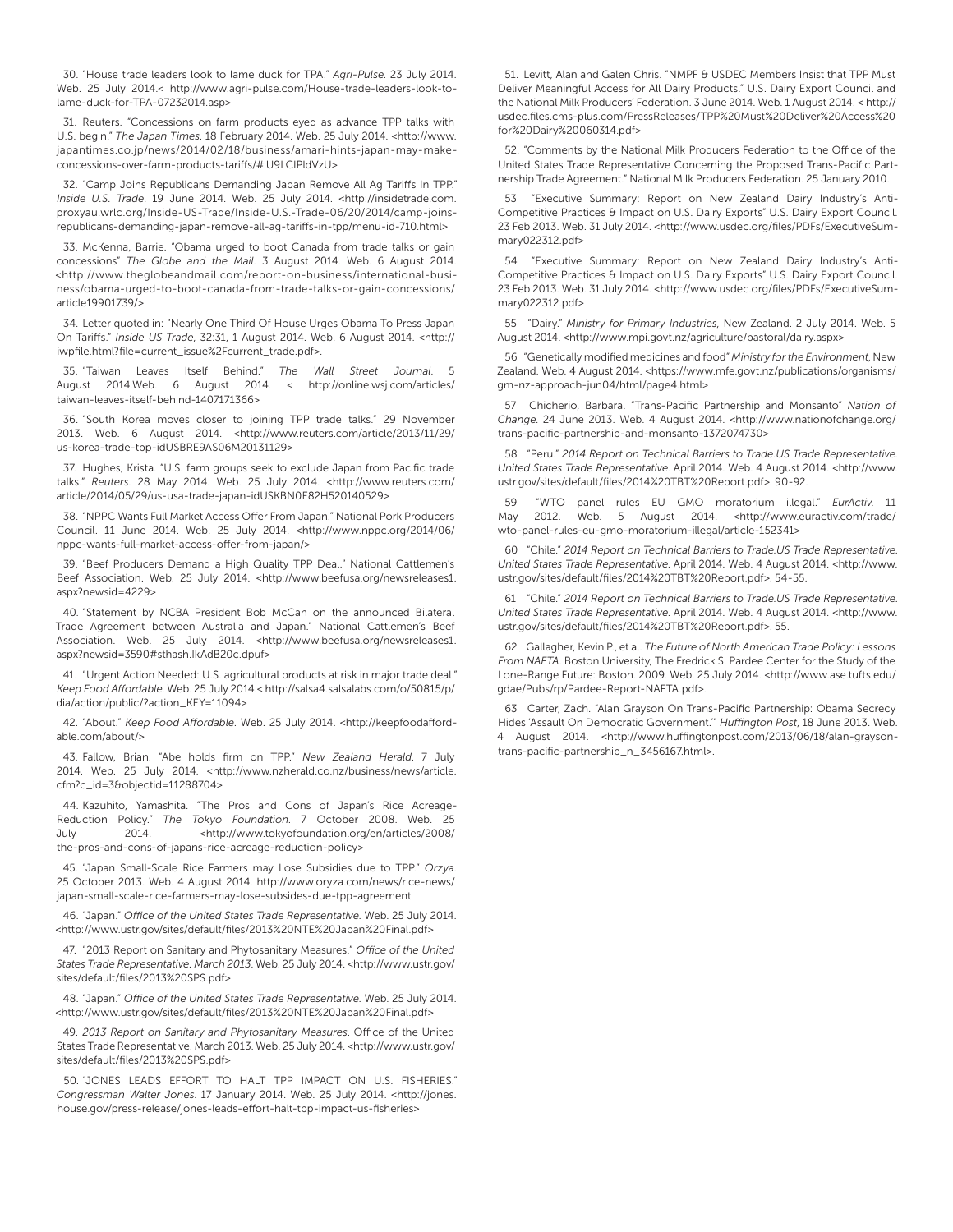30. "House trade leaders look to lame duck for TPA." *Agri-Pulse*. 23 July 2014. Web. 25 July 2014.< http://www.agri-pulse.com/House-trade-leaders-look-to-lame-duck-for-TPA-07232014.asp>

31. Reuters. "Concessions on farm products eyed as advance TPP talks with U.S. begin." *The Japan Times*. 18 February 2014. Web. 25 July 2014. <http://www.japantimes.co.jp/news/2014/02/18/business/amari-hints-japan-may-make-concessions-over-farm-products-tariffs/#.U9LCIPldVzU>

32. "Camp Joins Republicans Demanding Japan Remove All Ag Tariffs In TPP." *Inside U.S. Trade*. 19 June 2014. Web. 25 July 2014. <http://insidetrade.com.proxyau.wrlc.org/Inside-US-Trade/Inside-U.S.-Trade-06/20/2014/camp-joins-republicans-demanding-japan-remove-all-ag-tariffs-in-tpp/menu-id-710.html>

33. McKenna, Barrie. "Obama urged to boot Canada from trade talks or gain concessions" *The Globe and the Mail*. 3 August 2014. Web. 6 August 2014. <http://www.theglobeandmail.com/report-on-business/international-business/obama-urged-to-boot-canada-from-trade-talks-or-gain-concessions/article19901739/>

34. Letter quoted in: "Nearly One Third Of House Urges Obama To Press Japan On Tariffs." *Inside US Trade*, 32:31, 1 August 2014. Web. 6 August 2014. <http://iwpfile.html?file=current_issue%2Fcurrent_trade.pdf>.

35. "Taiwan Leaves Itself Behind." *The Wall Street Journal*. 5 August 2014.Web. 6 August 2014. < http://online.wsj.com/articles/taiwan-leaves-itself-behind-1407171366>

36. "South Korea moves closer to joining TPP trade talks." 29 November 2013. Web. 6 August 2014. <http://www.reuters.com/article/2013/11/29/us-korea-trade-tpp-idUSBRE9AS06M20131129>

37. Hughes, Krista. "U.S. farm groups seek to exclude Japan from Pacific trade talks." *Reuters*. 28 May 2014. Web. 25 July 2014. <http://www.reuters.com/article/2014/05/29/us-usa-trade-japan-idUSKBN0E82H520140529>

38. "NPPC Wants Full Market Access Offer From Japan." National Pork Producers Council. 11 June 2014. Web. 25 July 2014. <http://www.nppc.org/2014/06/nppc-wants-full-market-access-offer-from-japan/>

39. "Beef Producers Demand a High Quality TPP Deal." National Cattlemen's Beef Association. Web. 25 July 2014. <http://www.beefusa.org/newsreleases1.aspx?newsid=4229>

40. "Statement by NCBA President Bob McCan on the announced Bilateral Trade Agreement between Australia and Japan." National Cattlemen's Beef Association. Web. 25 July 2014. <http://www.beefusa.org/newsreleases1.aspx?newsid=3590#sthash.lkAdB20c.dpuf>

41. "Urgent Action Needed: U.S. agricultural products at risk in major trade deal." *Keep Food Affordable*. Web. 25 July 2014.< http://salsa4.salsalabs.com/o/50815/p/dia/action/public/?action_KEY=11094>

42. "About." *Keep Food Affordable*. Web. 25 July 2014. <http://keepfoodaffordable.com/about/>

43. Fallow, Brian. "Abe holds firm on TPP." *New Zealand Herald*. 7 July 2014. Web. 25 July 2014. <http://www.nzherald.co.nz/business/news/article.cfm?c_id=3&objectid=11288704>

44. Kazuhito, Yamashita. "The Pros and Cons of Japan's Rice Acreage-Reduction Policy." *The Tokyo Foundation*. 7 October 2008. Web. 25 July 2014. <http://www.tokyofoundation.org/en/articles/2008/the-pros-and-cons-of-japans-rice-acreage-reduction-policy>

45. "Japan Small-Scale Rice Farmers may Lose Subsidies due to TPP." *Orzya*. 25 October 2013. Web. 4 August 2014. http://www.oryza.com/news/rice-news/japan-small-scale-rice-farmers-may-lose-subsides-due-tpp-agreement

46. "Japan." *Office of the United States Trade Representative*. Web. 25 July 2014. <http://www.ustr.gov/sites/default/files/2013%20NTE%20Japan%20Final.pdf>

47. "2013 Report on Sanitary and Phytosanitary Measures." *Office of the United States Trade Representative. March 2013*. Web. 25 July 2014. <http://www.ustr.gov/sites/default/files/2013%20SPS.pdf>

48. "Japan." *Office of the United States Trade Representative*. Web. 25 July 2014. <http://www.ustr.gov/sites/default/files/2013%20NTE%20Japan%20Final.pdf>

49. *2013 Report on Sanitary and Phytosanitary Measures*. Office of the United States Trade Representative. March 2013. Web. 25 July 2014. <http://www.ustr.gov/sites/default/files/2013%20SPS.pdf>

50. "JONES LEADS EFFORT TO HALT TPP IMPACT ON U.S. FISHERIES." *Congressman Walter Jones*. 17 January 2014. Web. 25 July 2014. <http://jones.house.gov/press-release/jones-leads-effort-halt-tpp-impact-us-fisheries>

51. Levitt, Alan and Galen Chris. "NMPF & USDEC Members Insist that TPP Must Deliver Meaningful Access for All Dairy Products." U.S. Dairy Export Council and the National Milk Producers' Federation. 3 June 2014. Web. 1 August 2014. < http://usdec.files.cms-plus.com/PressReleases/TPP%20Must%20Deliver%20Access%20for%20Dairy%20060314.pdf>

52. "Comments by the National Milk Producers Federation to the Office of the United States Trade Representative Concerning the Proposed Trans-Pacific Partnership Trade Agreement." National Milk Producers Federation. 25 January 2010.

53 "Executive Summary: Report on New Zealand Dairy Industry's Anti-Competitive Practices & Impact on U.S. Dairy Exports" U.S. Dairy Export Council. 23 Feb 2013. Web. 31 July 2014. <http://www.usdec.org/files/PDFs/ExecutiveSummary022312.pdf>

54 "Executive Summary: Report on New Zealand Dairy Industry's Anti-Competitive Practices & Impact on U.S. Dairy Exports" U.S. Dairy Export Council. 23 Feb 2013. Web. 31 July 2014. <http://www.usdec.org/files/PDFs/ExecutiveSummary022312.pdf>

55 "Dairy." *Ministry for Primary Industries*, New Zealand. 2 July 2014. Web. 5 August 2014. <http://www.mpi.govt.nz/agriculture/pastoral/dairy.aspx>

56 "Genetically modified medicines and food" *Ministry for the Environment*, New Zealand. Web. 4 August 2014. <https://www.mfe.govt.nz/publications/organisms/gm-nz-approach-jun04/html/page4.html>

57 Chicherio, Barbara. "Trans-Pacific Partnership and Monsanto" *Nation of Change*. 24 June 2013. Web. 4 August 2014. <http://www.nationofchange.org/trans-pacific-partnership-and-monsanto-1372074730>

58 "Peru." *2014 Report on Technical Barriers to Trade.US Trade Representative. United States Trade Representative*. April 2014. Web. 4 August 2014. <http://www.ustr.gov/sites/default/files/2014%20TBT%20Report.pdf>. 90-92.

59 "WTO panel rules EU GMO moratorium illegal." *EurActiv*. 11 May 2012. Web. 5 August 2014. <http://www.euractiv.com/trade/wto-panel-rules-eu-gmo-moratorium-illegal/article-152341>

60 "Chile." *2014 Report on Technical Barriers to Trade.US Trade Representative. United States Trade Representative*. April 2014. Web. 4 August 2014. <http://www.ustr.gov/sites/default/files/2014%20TBT%20Report.pdf>. 54-55.

61 "Chile." *2014 Report on Technical Barriers to Trade.US Trade Representative. United States Trade Representative*. April 2014. Web. 4 August 2014. <http://www.ustr.gov/sites/default/files/2014%20TBT%20Report.pdf>. 55.

62 Gallagher, Kevin P., et al. *The Future of North American Trade Policy: Lessons From NAFTA*. Boston University, The Fredrick S. Pardee Center for the Study of the Lone-Range Future: Boston. 2009. Web. 25 July 2014. <http://www.ase.tufts.edu/gdae/Pubs/rp/Pardee-Report-NAFTA.pdf>.

63 Carter, Zach. "Alan Grayson On Trans-Pacific Partnership: Obama Secrecy Hides 'Assault On Democratic Government.'" *Huffington Post*, 18 June 2013. Web. 4 August 2014. <http://www.huffingtonpost.com/2013/06/18/alan-grayson-trans-pacific-partnership_n_3456167.html>.